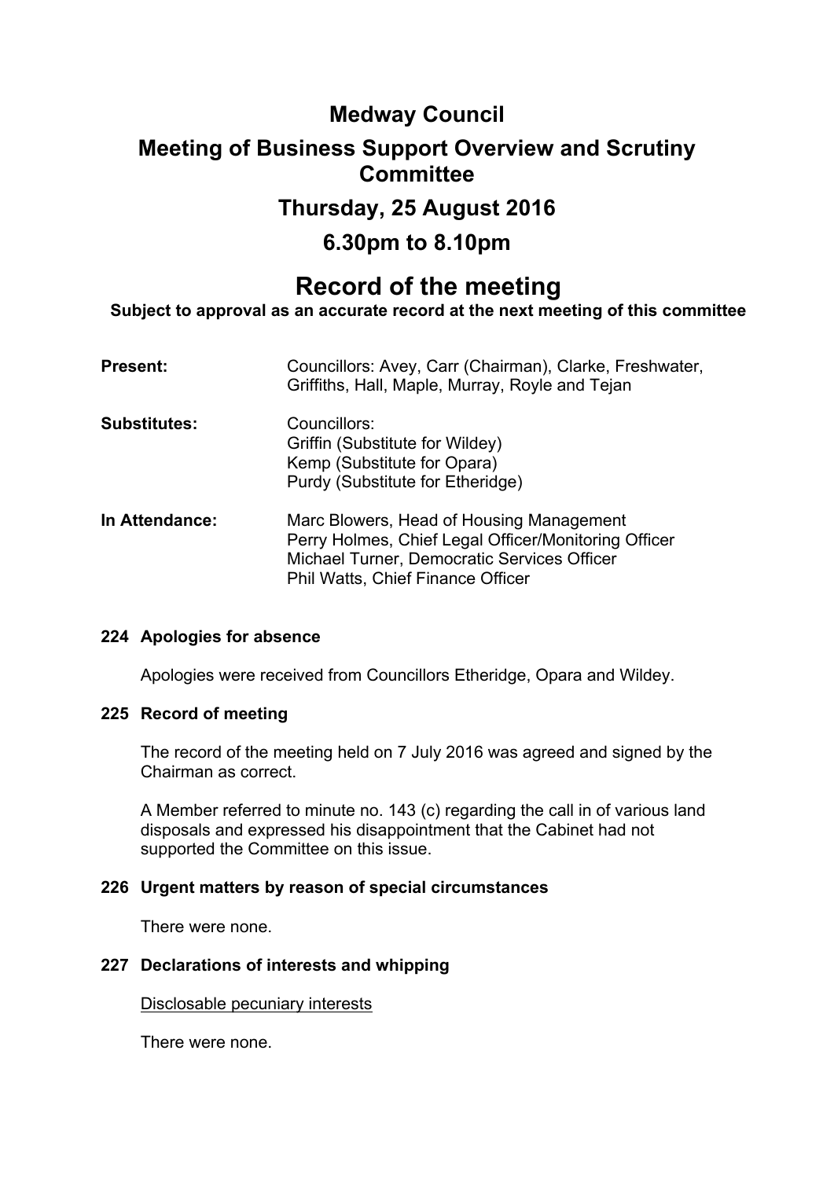# Medway Council

## Meeting of Business Support Overview and Scrutiny Committee

## Thursday, 25 August 2016

## 6.30pm to 8.10pm

# Record of the meeting

**Subject to approval as an accurate record at the next meeting of this committee**

| | |
|---|---|
| **Present:** | Councillors: Avey, Carr (Chairman), Clarke, Freshwater, Griffiths, Hall, Maple, Murray, Royle and Tejan |
| **Substitutes:** | Councillors:<br>Griffin (Substitute for Wildey)<br>Kemp (Substitute for Opara)<br>Purdy (Substitute for Etheridge) |
| **In Attendance:** | Marc Blowers, Head of Housing Management<br>Perry Holmes, Chief Legal Officer/Monitoring Officer<br>Michael Turner, Democratic Services Officer<br>Phil Watts, Chief Finance Officer |

### 224 Apologies for absence

Apologies were received from Councillors Etheridge, Opara and Wildey.

### 225 Record of meeting

The record of the meeting held on 7 July 2016 was agreed and signed by the Chairman as correct.

A Member referred to minute no. 143 (c) regarding the call in of various land disposals and expressed his disappointment that the Cabinet had not supported the Committee on this issue.

### 226 Urgent matters by reason of special circumstances

There were none.

### 227 Declarations of interests and whipping

Disclosable pecuniary interests

There were none.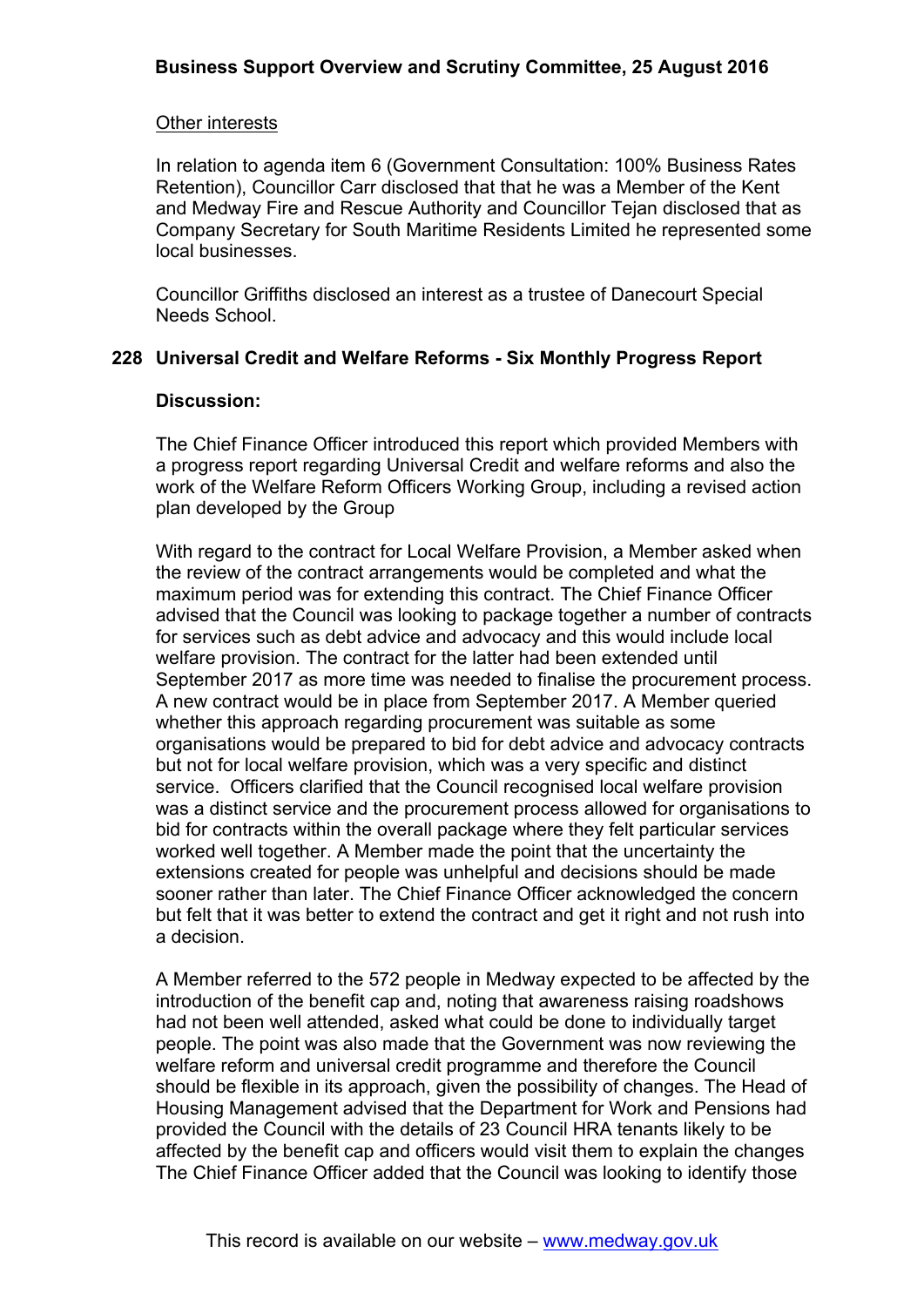### Other interests

In relation to agenda item 6 (Government Consultation: 100% Business Rates Retention), Councillor Carr disclosed that that he was a Member of the Kent and Medway Fire and Rescue Authority and Councillor Tejan disclosed that as Company Secretary for South Maritime Residents Limited he represented some local businesses.

Councillor Griffiths disclosed an interest as a trustee of Danecourt Special Needs School.

## 228 Universal Credit and Welfare Reforms - Six Monthly Progress Report

**Discussion:**

The Chief Finance Officer introduced this report which provided Members with a progress report regarding Universal Credit and welfare reforms and also the work of the Welfare Reform Officers Working Group, including a revised action plan developed by the Group

With regard to the contract for Local Welfare Provision, a Member asked when the review of the contract arrangements would be completed and what the maximum period was for extending this contract. The Chief Finance Officer advised that the Council was looking to package together a number of contracts for services such as debt advice and advocacy and this would include local welfare provision. The contract for the latter had been extended until September 2017 as more time was needed to finalise the procurement process. A new contract would be in place from September 2017. A Member queried whether this approach regarding procurement was suitable as some organisations would be prepared to bid for debt advice and advocacy contracts but not for local welfare provision, which was a very specific and distinct service. Officers clarified that the Council recognised local welfare provision was a distinct service and the procurement process allowed for organisations to bid for contracts within the overall package where they felt particular services worked well together. A Member made the point that the uncertainty the extensions created for people was unhelpful and decisions should be made sooner rather than later. The Chief Finance Officer acknowledged the concern but felt that it was better to extend the contract and get it right and not rush into a decision.

A Member referred to the 572 people in Medway expected to be affected by the introduction of the benefit cap and, noting that awareness raising roadshows had not been well attended, asked what could be done to individually target people. The point was also made that the Government was now reviewing the welfare reform and universal credit programme and therefore the Council should be flexible in its approach, given the possibility of changes. The Head of Housing Management advised that the Department for Work and Pensions had provided the Council with the details of 23 Council HRA tenants likely to be affected by the benefit cap and officers would visit them to explain the changes The Chief Finance Officer added that the Council was looking to identify those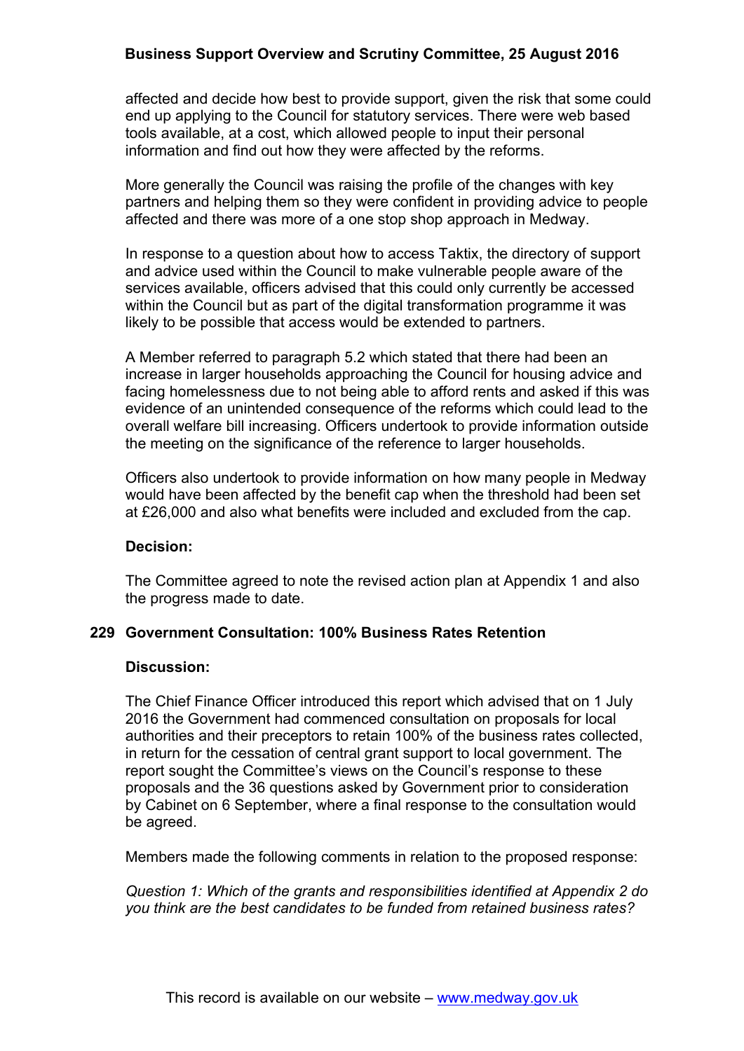affected and decide how best to provide support, given the risk that some could end up applying to the Council for statutory services. There were web based tools available, at a cost, which allowed people to input their personal information and find out how they were affected by the reforms.

More generally the Council was raising the profile of the changes with key partners and helping them so they were confident in providing advice to people affected and there was more of a one stop shop approach in Medway.

In response to a question about how to access Taktix, the directory of support and advice used within the Council to make vulnerable people aware of the services available, officers advised that this could only currently be accessed within the Council but as part of the digital transformation programme it was likely to be possible that access would be extended to partners.

A Member referred to paragraph 5.2 which stated that there had been an increase in larger households approaching the Council for housing advice and facing homelessness due to not being able to afford rents and asked if this was evidence of an unintended consequence of the reforms which could lead to the overall welfare bill increasing. Officers undertook to provide information outside the meeting on the significance of the reference to larger households.

Officers also undertook to provide information on how many people in Medway would have been affected by the benefit cap when the threshold had been set at £26,000 and also what benefits were included and excluded from the cap.

**Decision:**

The Committee agreed to note the revised action plan at Appendix 1 and also the progress made to date.

## 229 Government Consultation: 100% Business Rates Retention

**Discussion:**

The Chief Finance Officer introduced this report which advised that on 1 July 2016 the Government had commenced consultation on proposals for local authorities and their preceptors to retain 100% of the business rates collected, in return for the cessation of central grant support to local government. The report sought the Committee's views on the Council's response to these proposals and the 36 questions asked by Government prior to consideration by Cabinet on 6 September, where a final response to the consultation would be agreed.

Members made the following comments in relation to the proposed response:

*Question 1: Which of the grants and responsibilities identified at Appendix 2 do you think are the best candidates to be funded from retained business rates?*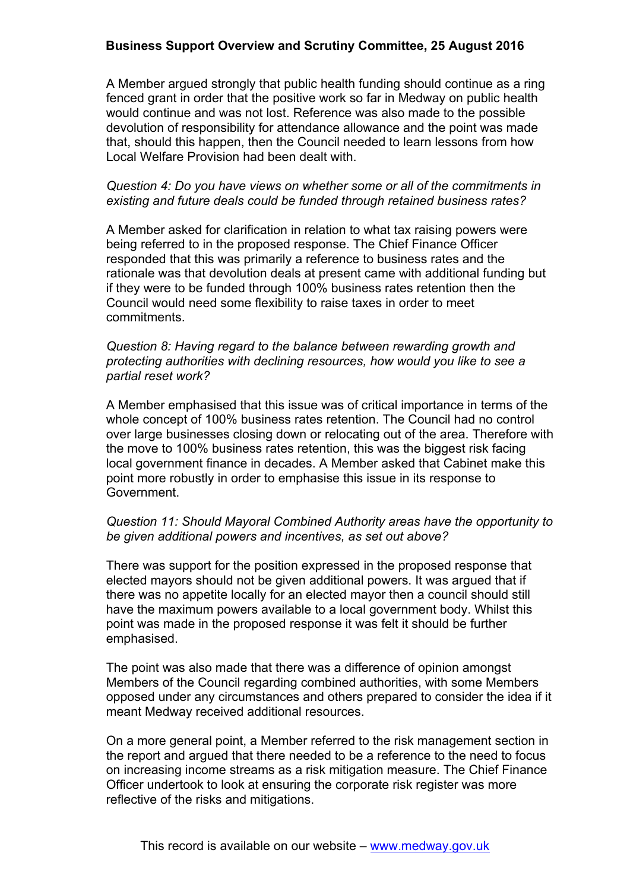A Member argued strongly that public health funding should continue as a ring fenced grant in order that the positive work so far in Medway on public health would continue and was not lost. Reference was also made to the possible devolution of responsibility for attendance allowance and the point was made that, should this happen, then the Council needed to learn lessons from how Local Welfare Provision had been dealt with.

*Question 4: Do you have views on whether some or all of the commitments in existing and future deals could be funded through retained business rates?*

A Member asked for clarification in relation to what tax raising powers were being referred to in the proposed response. The Chief Finance Officer responded that this was primarily a reference to business rates and the rationale was that devolution deals at present came with additional funding but if they were to be funded through 100% business rates retention then the Council would need some flexibility to raise taxes in order to meet commitments.

*Question 8: Having regard to the balance between rewarding growth and protecting authorities with declining resources, how would you like to see a partial reset work?*

A Member emphasised that this issue was of critical importance in terms of the whole concept of 100% business rates retention. The Council had no control over large businesses closing down or relocating out of the area. Therefore with the move to 100% business rates retention, this was the biggest risk facing local government finance in decades. A Member asked that Cabinet make this point more robustly in order to emphasise this issue in its response to Government.

*Question 11: Should Mayoral Combined Authority areas have the opportunity to be given additional powers and incentives, as set out above?*

There was support for the position expressed in the proposed response that elected mayors should not be given additional powers. It was argued that if there was no appetite locally for an elected mayor then a council should still have the maximum powers available to a local government body. Whilst this point was made in the proposed response it was felt it should be further emphasised.

The point was also made that there was a difference of opinion amongst Members of the Council regarding combined authorities, with some Members opposed under any circumstances and others prepared to consider the idea if it meant Medway received additional resources.

On a more general point, a Member referred to the risk management section in the report and argued that there needed to be a reference to the need to focus on increasing income streams as a risk mitigation measure. The Chief Finance Officer undertook to look at ensuring the corporate risk register was more reflective of the risks and mitigations.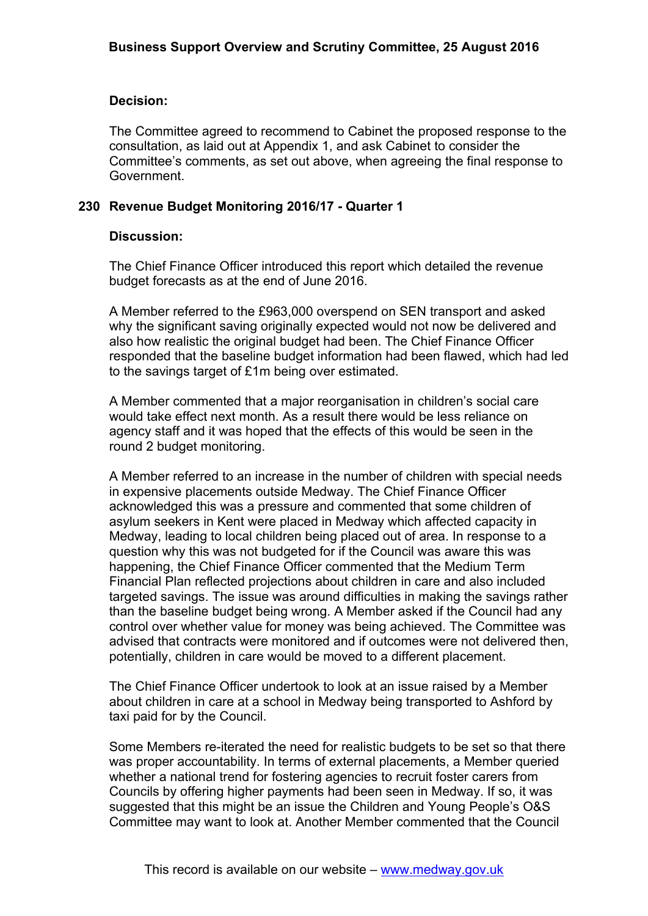**Decision:**

The Committee agreed to recommend to Cabinet the proposed response to the consultation, as laid out at Appendix 1, and ask Cabinet to consider the Committee's comments, as set out above, when agreeing the final response to Government.

## 230 Revenue Budget Monitoring 2016/17 - Quarter 1

**Discussion:**

The Chief Finance Officer introduced this report which detailed the revenue budget forecasts as at the end of June 2016.

A Member referred to the £963,000 overspend on SEN transport and asked why the significant saving originally expected would not now be delivered and also how realistic the original budget had been. The Chief Finance Officer responded that the baseline budget information had been flawed, which had led to the savings target of £1m being over estimated.

A Member commented that a major reorganisation in children's social care would take effect next month. As a result there would be less reliance on agency staff and it was hoped that the effects of this would be seen in the round 2 budget monitoring.

A Member referred to an increase in the number of children with special needs in expensive placements outside Medway. The Chief Finance Officer acknowledged this was a pressure and commented that some children of asylum seekers in Kent were placed in Medway which affected capacity in Medway, leading to local children being placed out of area. In response to a question why this was not budgeted for if the Council was aware this was happening, the Chief Finance Officer commented that the Medium Term Financial Plan reflected projections about children in care and also included targeted savings. The issue was around difficulties in making the savings rather than the baseline budget being wrong. A Member asked if the Council had any control over whether value for money was being achieved. The Committee was advised that contracts were monitored and if outcomes were not delivered then, potentially, children in care would be moved to a different placement.

The Chief Finance Officer undertook to look at an issue raised by a Member about children in care at a school in Medway being transported to Ashford by taxi paid for by the Council.

Some Members re-iterated the need for realistic budgets to be set so that there was proper accountability. In terms of external placements, a Member queried whether a national trend for fostering agencies to recruit foster carers from Councils by offering higher payments had been seen in Medway. If so, it was suggested that this might be an issue the Children and Young People's O&S Committee may want to look at. Another Member commented that the Council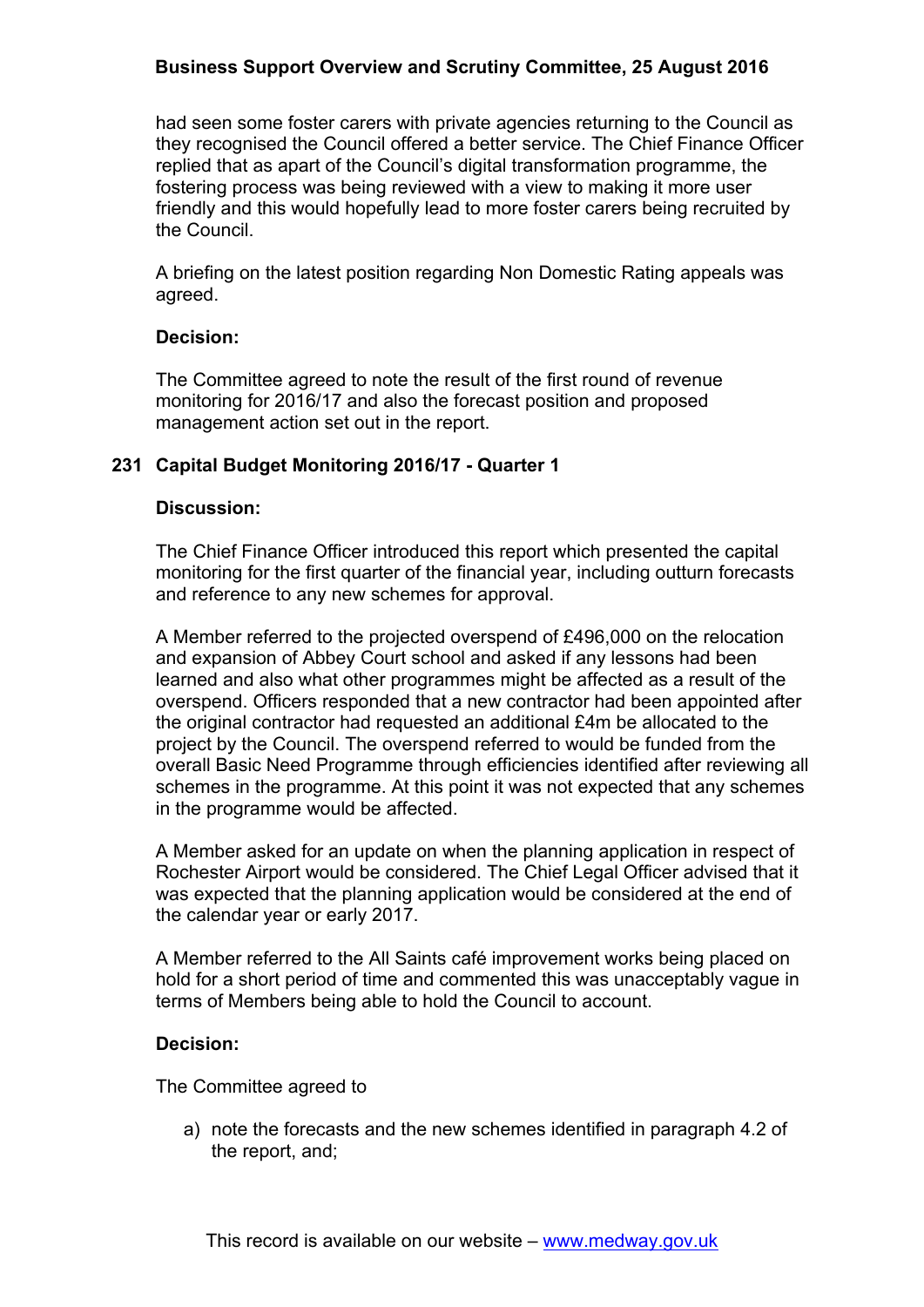had seen some foster carers with private agencies returning to the Council as they recognised the Council offered a better service. The Chief Finance Officer replied that as apart of the Council's digital transformation programme, the fostering process was being reviewed with a view to making it more user friendly and this would hopefully lead to more foster carers being recruited by the Council.

A briefing on the latest position regarding Non Domestic Rating appeals was agreed.

**Decision:**

The Committee agreed to note the result of the first round of revenue monitoring for 2016/17 and also the forecast position and proposed management action set out in the report.

## 231 Capital Budget Monitoring 2016/17 - Quarter 1

**Discussion:**

The Chief Finance Officer introduced this report which presented the capital monitoring for the first quarter of the financial year, including outturn forecasts and reference to any new schemes for approval.

A Member referred to the projected overspend of £496,000 on the relocation and expansion of Abbey Court school and asked if any lessons had been learned and also what other programmes might be affected as a result of the overspend. Officers responded that a new contractor had been appointed after the original contractor had requested an additional £4m be allocated to the project by the Council. The overspend referred to would be funded from the overall Basic Need Programme through efficiencies identified after reviewing all schemes in the programme. At this point it was not expected that any schemes in the programme would be affected.

A Member asked for an update on when the planning application in respect of Rochester Airport would be considered. The Chief Legal Officer advised that it was expected that the planning application would be considered at the end of the calendar year or early 2017.

A Member referred to the All Saints café improvement works being placed on hold for a short period of time and commented this was unacceptably vague in terms of Members being able to hold the Council to account.

**Decision:**

The Committee agreed to

a) note the forecasts and the new schemes identified in paragraph 4.2 of the report, and;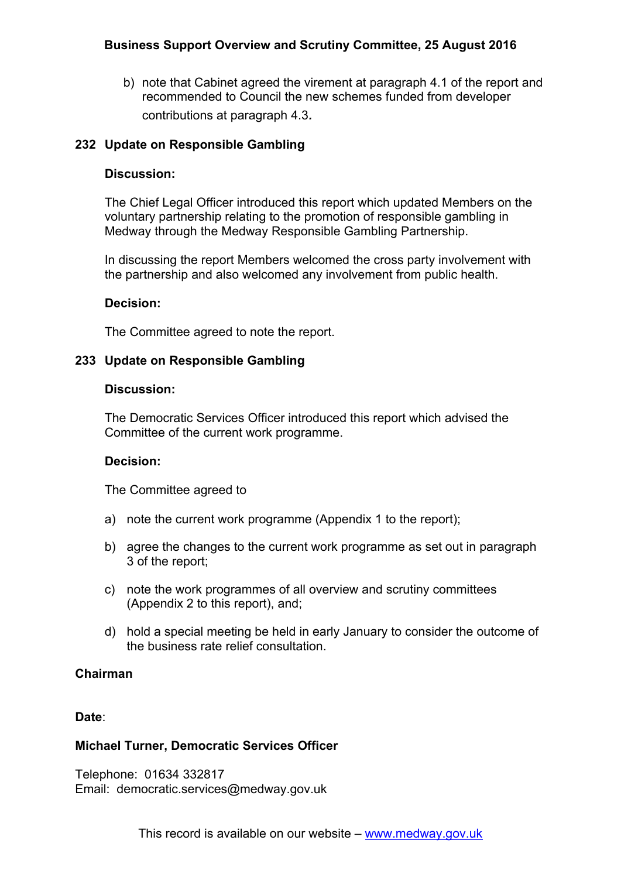b) note that Cabinet agreed the virement at paragraph 4.1 of the report and recommended to Council the new schemes funded from developer contributions at paragraph 4.3.

## 232 Update on Responsible Gambling

**Discussion:**

The Chief Legal Officer introduced this report which updated Members on the voluntary partnership relating to the promotion of responsible gambling in Medway through the Medway Responsible Gambling Partnership.

In discussing the report Members welcomed the cross party involvement with the partnership and also welcomed any involvement from public health.

**Decision:**

The Committee agreed to note the report.

## 233 Update on Responsible Gambling

**Discussion:**

The Democratic Services Officer introduced this report which advised the Committee of the current work programme.

**Decision:**

The Committee agreed to

a) note the current work programme (Appendix 1 to the report);

b) agree the changes to the current work programme as set out in paragraph 3 of the report;

c) note the work programmes of all overview and scrutiny committees (Appendix 2 to this report), and;

d) hold a special meeting be held in early January to consider the outcome of the business rate relief consultation.

**Chairman**

**Date**:

**Michael Turner, Democratic Services Officer**

Telephone: 01634 332817
Email: democratic.services@medway.gov.uk

This record is available on our website – www.medway.gov.uk